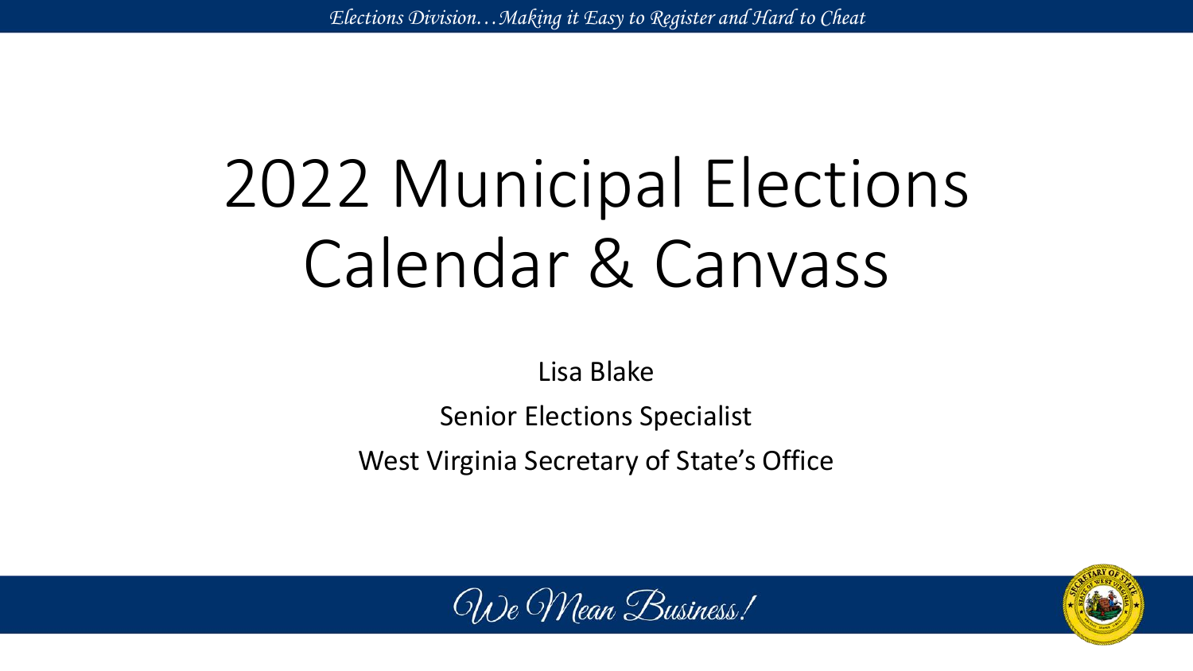# 2022 Municipal Elections Calendar & Canvass

Lisa Blake

Senior Elections Specialist

West Virginia Secretary of State's Office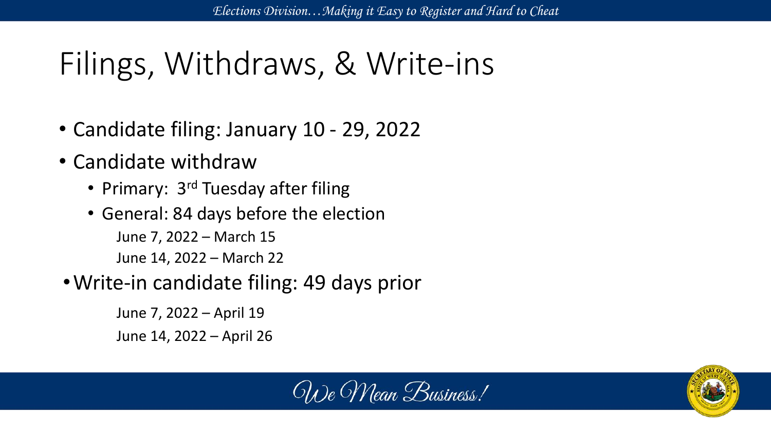# Filings, Withdraws, & Write-ins

- Candidate filing: January 10 - 29, 2022
- Candidate withdraw
  - Primary: 3rd Tuesday after filing
  - General: 84 days before the election

    June 7, 2022 – March 15

    June 14, 2022 – March 22
- Write-in candidate filing: 49 days prior

  June 7, 2022 – April 19

  June 14, 2022 – April 26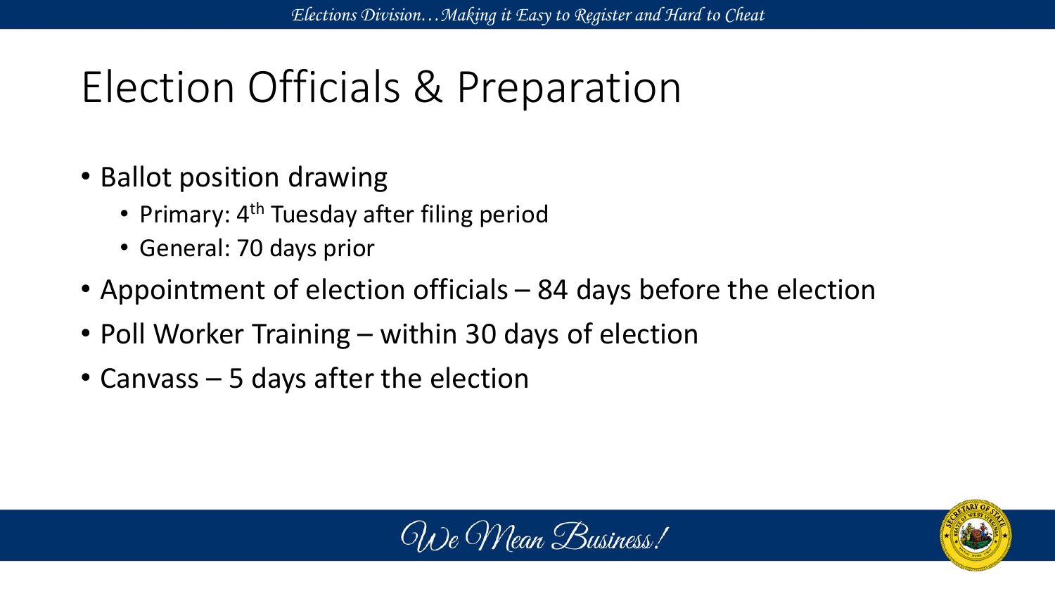# Election Officials & Preparation

- Ballot position drawing
  - Primary: 4th Tuesday after filing period
  - General: 70 days prior
- Appointment of election officials – 84 days before the election
- Poll Worker Training – within 30 days of election
- Canvass – 5 days after the election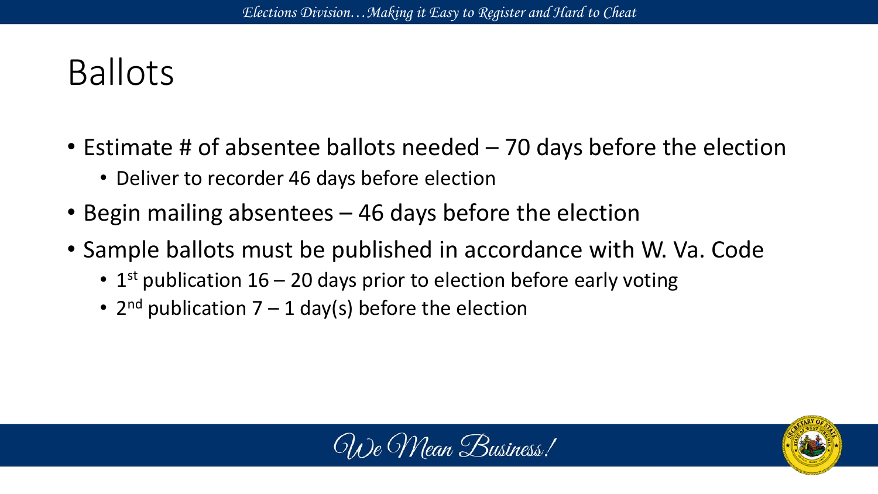# Ballots

- Estimate # of absentee ballots needed – 70 days before the election
  - Deliver to recorder 46 days before election
- Begin mailing absentees – 46 days before the election
- Sample ballots must be published in accordance with W. Va. Code
  - 1st publication 16 – 20 days prior to election before early voting
  - 2nd publication 7 – 1 day(s) before the election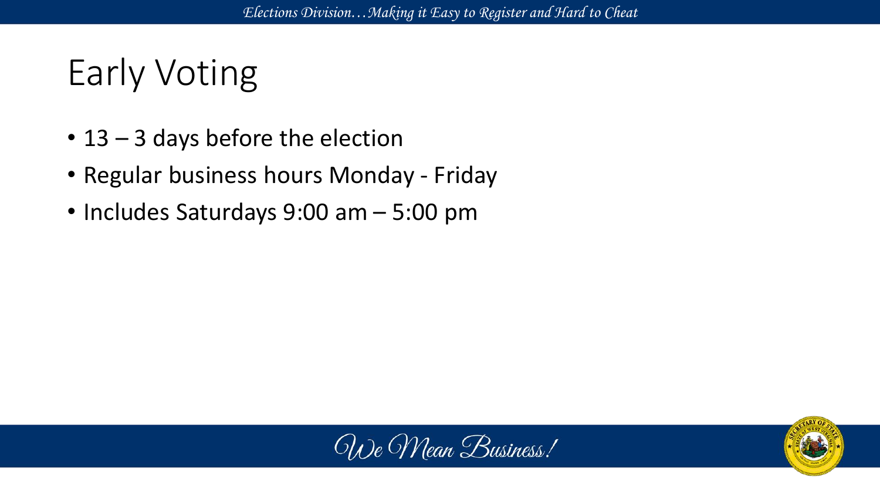# Early Voting

- 13 – 3 days before the election
- Regular business hours Monday - Friday
- Includes Saturdays 9:00 am – 5:00 pm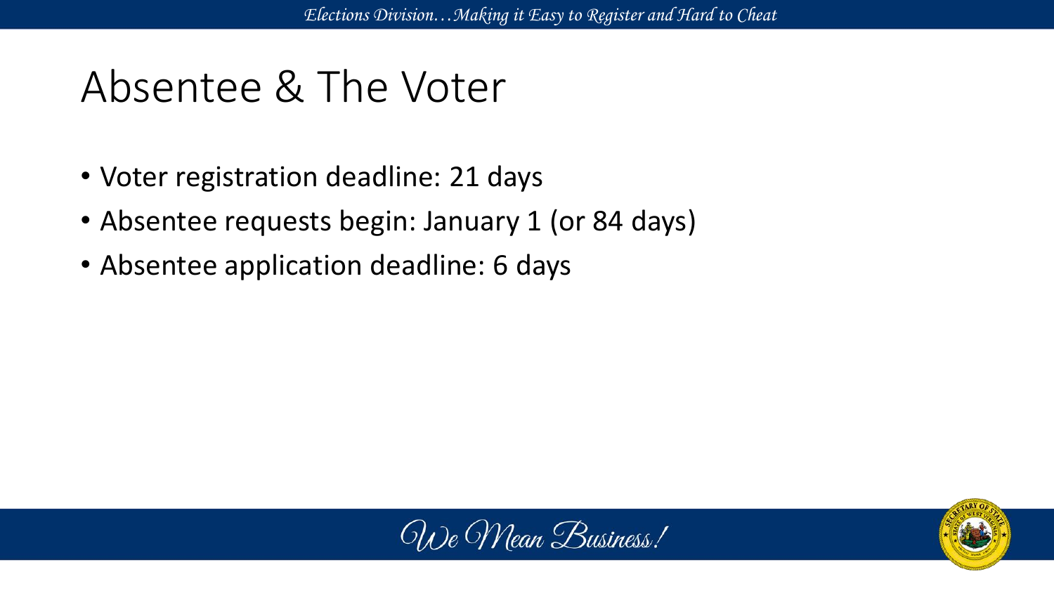# Absentee & The Voter

- Voter registration deadline: 21 days
- Absentee requests begin: January 1 (or 84 days)
- Absentee application deadline: 6 days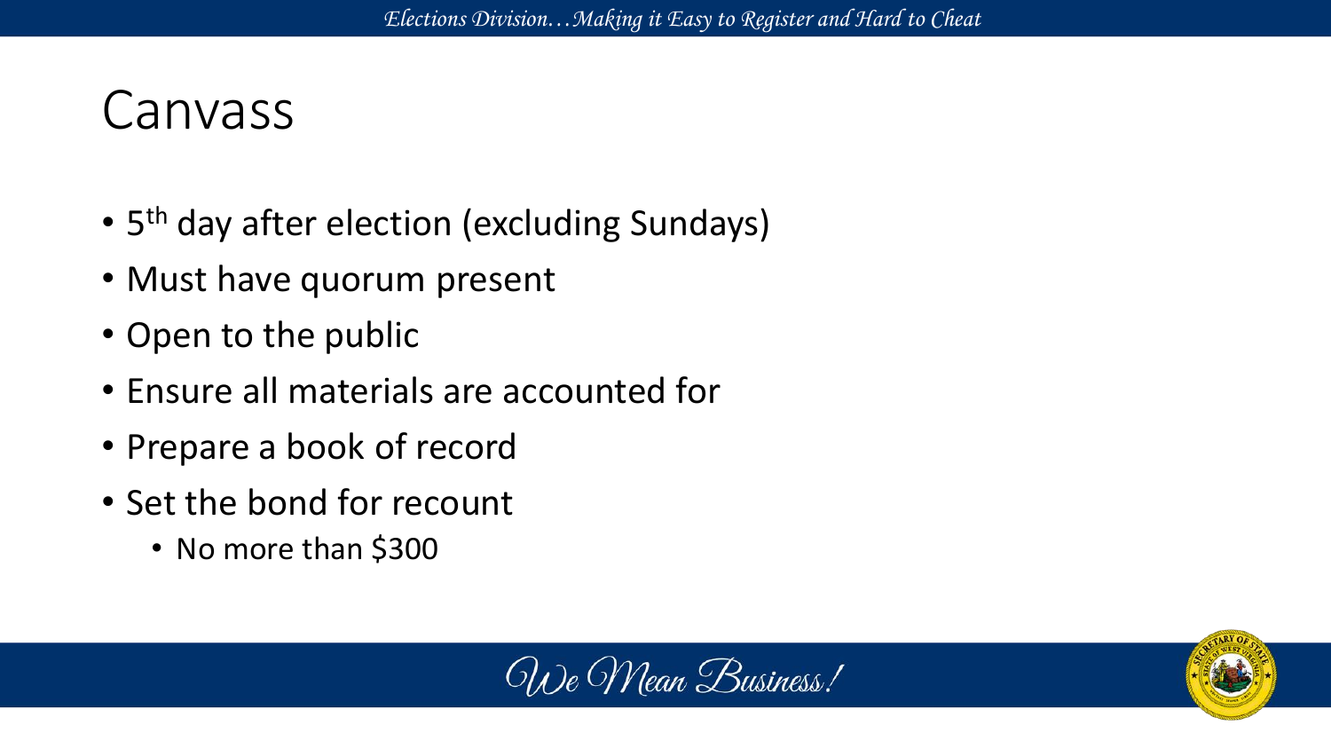# Canvass

- 5th day after election (excluding Sundays)
- Must have quorum present
- Open to the public
- Ensure all materials are accounted for
- Prepare a book of record
- Set the bond for recount
  - No more than $300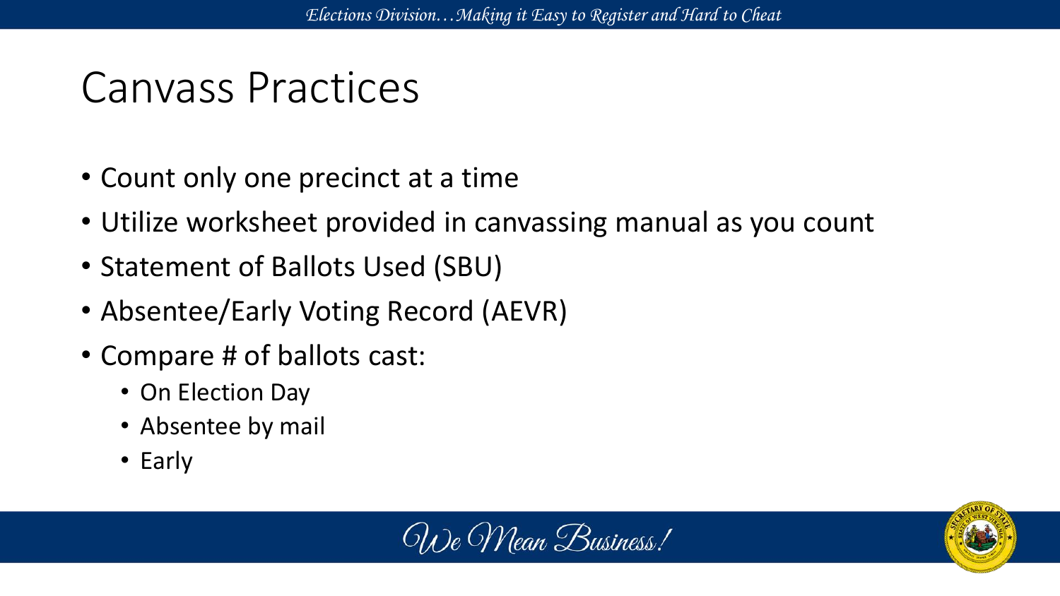# Canvass Practices

- Count only one precinct at a time
- Utilize worksheet provided in canvassing manual as you count
- Statement of Ballots Used (SBU)
- Absentee/Early Voting Record (AEVR)
- Compare # of ballots cast:
  - On Election Day
  - Absentee by mail
  - Early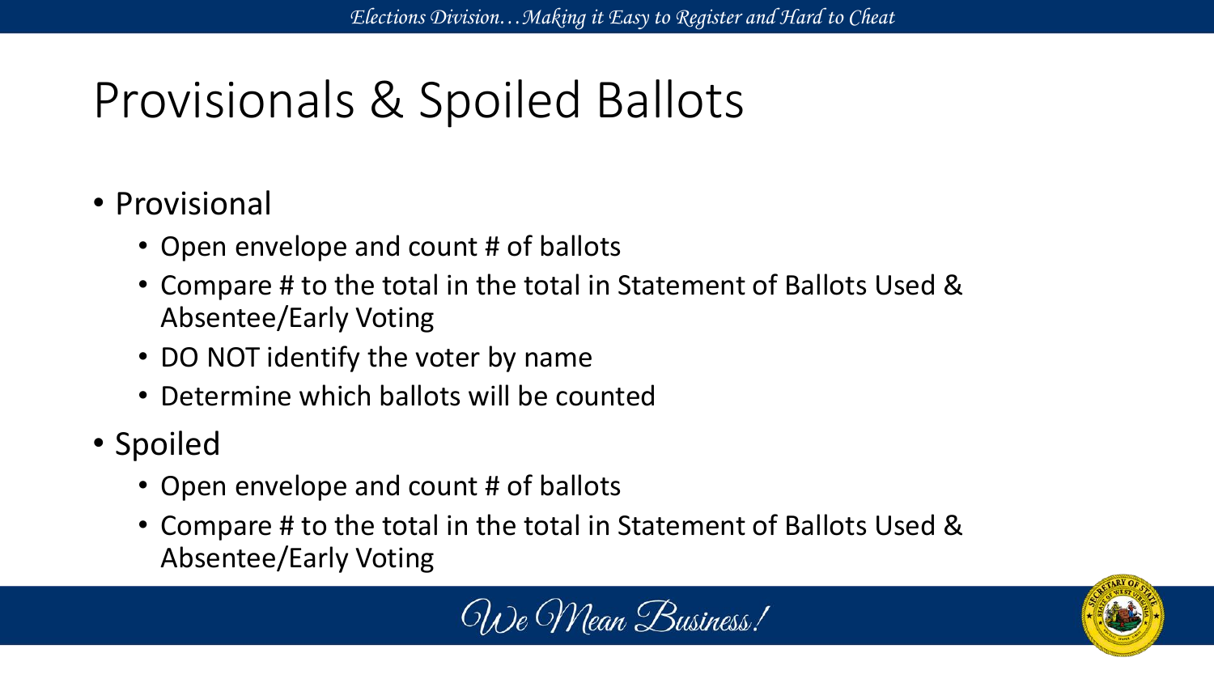# Provisionals & Spoiled Ballots

- Provisional
  - Open envelope and count # of ballots
  - Compare # to the total in the total in Statement of Ballots Used & Absentee/Early Voting
  - DO NOT identify the voter by name
  - Determine which ballots will be counted
- Spoiled
  - Open envelope and count # of ballots
  - Compare # to the total in the total in Statement of Ballots Used & Absentee/Early Voting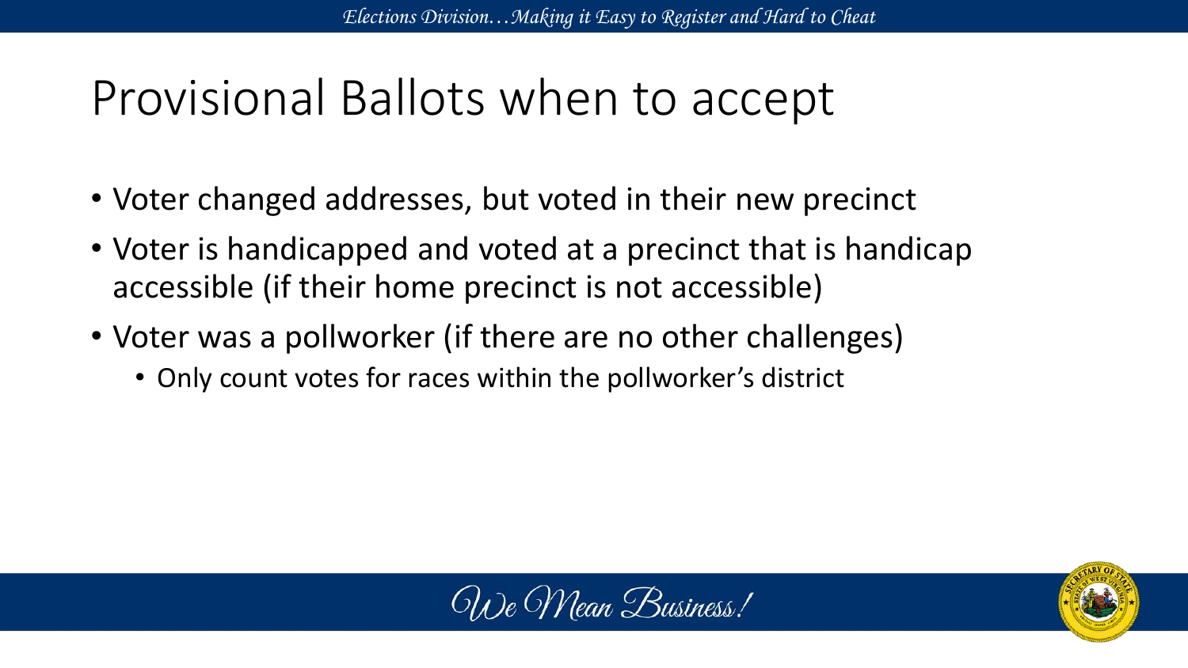# Provisional Ballots when to accept

- Voter changed addresses, but voted in their new precinct
- Voter is handicapped and voted at a precinct that is handicap accessible (if their home precinct is not accessible)
- Voter was a pollworker (if there are no other challenges)
  - Only count votes for races within the pollworker's district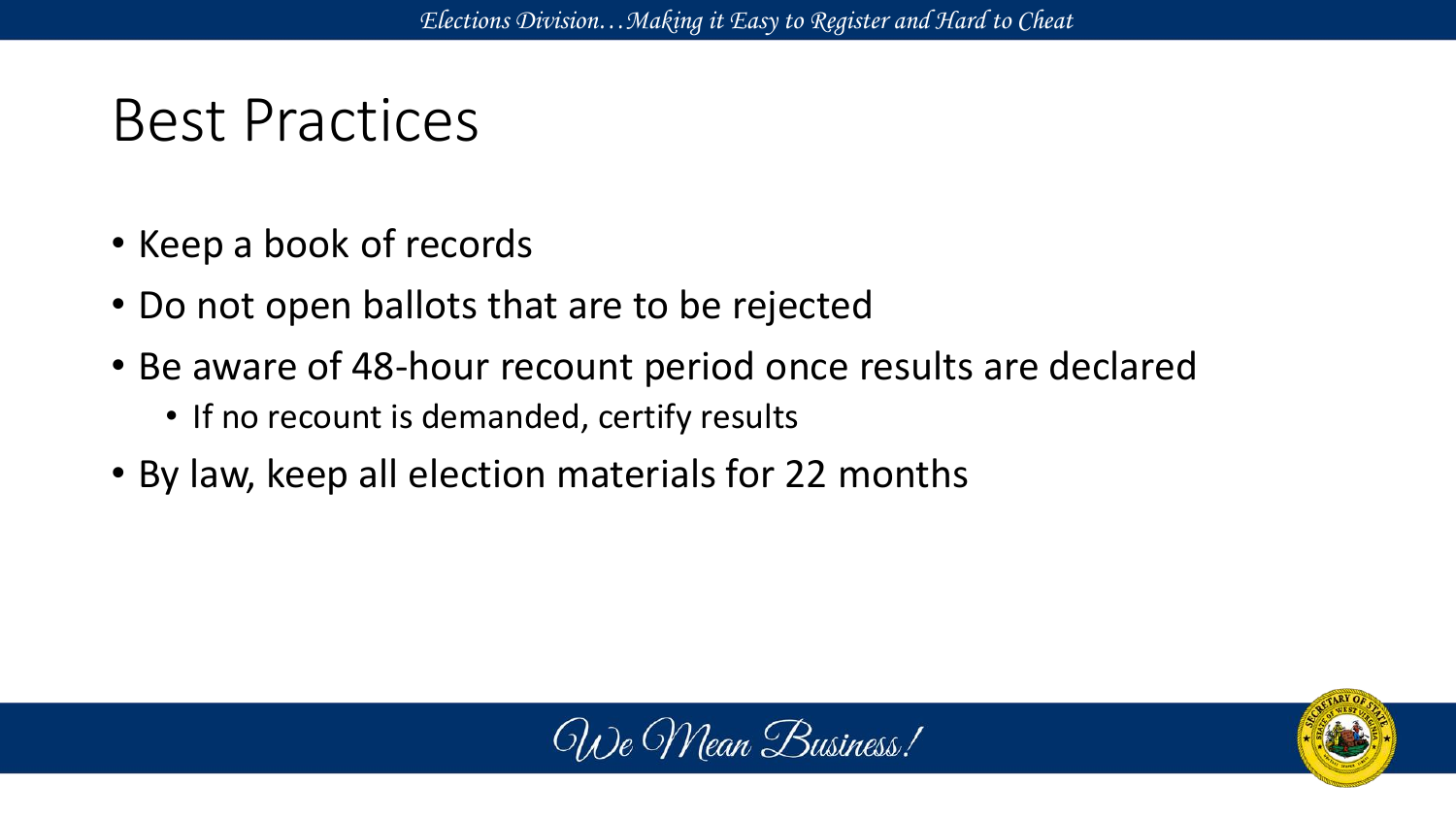# Best Practices

- Keep a book of records
- Do not open ballots that are to be rejected
- Be aware of 48-hour recount period once results are declared
  - If no recount is demanded, certify results
- By law, keep all election materials for 22 months